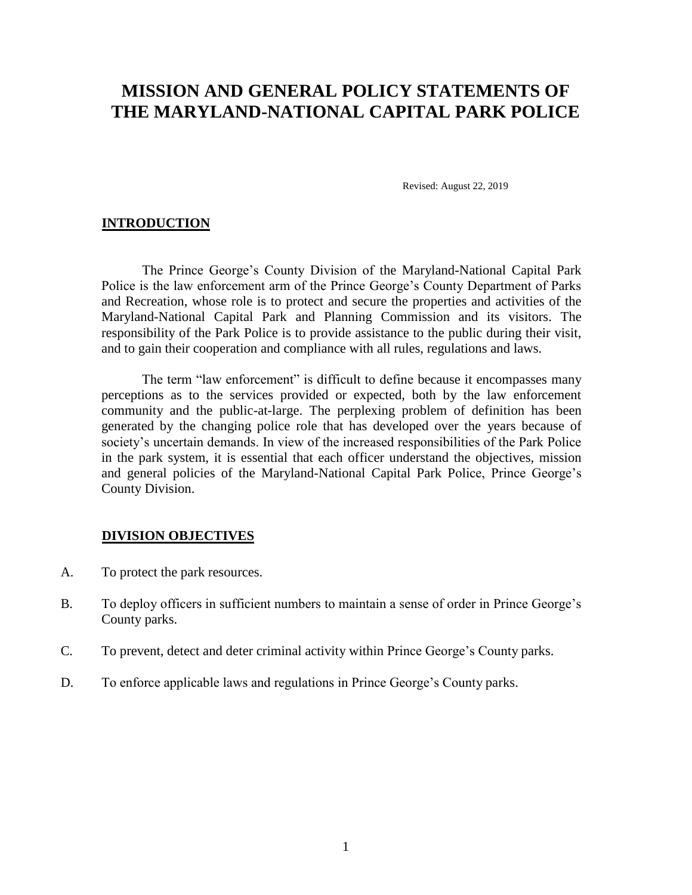# MISSION AND GENERAL POLICY STATEMENTS OF THE MARYLAND-NATIONAL CAPITAL PARK POLICE

Revised: August 22, 2019

## INTRODUCTION

The Prince George's County Division of the Maryland-National Capital Park Police is the law enforcement arm of the Prince George's County Department of Parks and Recreation, whose role is to protect and secure the properties and activities of the Maryland-National Capital Park and Planning Commission and its visitors. The responsibility of the Park Police is to provide assistance to the public during their visit, and to gain their cooperation and compliance with all rules, regulations and laws.

The term "law enforcement" is difficult to define because it encompasses many perceptions as to the services provided or expected, both by the law enforcement community and the public-at-large. The perplexing problem of definition has been generated by the changing police role that has developed over the years because of society's uncertain demands. In view of the increased responsibilities of the Park Police in the park system, it is essential that each officer understand the objectives, mission and general policies of the Maryland-National Capital Park Police, Prince George's County Division.

## DIVISION OBJECTIVES

A. To protect the park resources.

B. To deploy officers in sufficient numbers to maintain a sense of order in Prince George's County parks.

C. To prevent, detect and deter criminal activity within Prince George's County parks.

D. To enforce applicable laws and regulations in Prince George's County parks.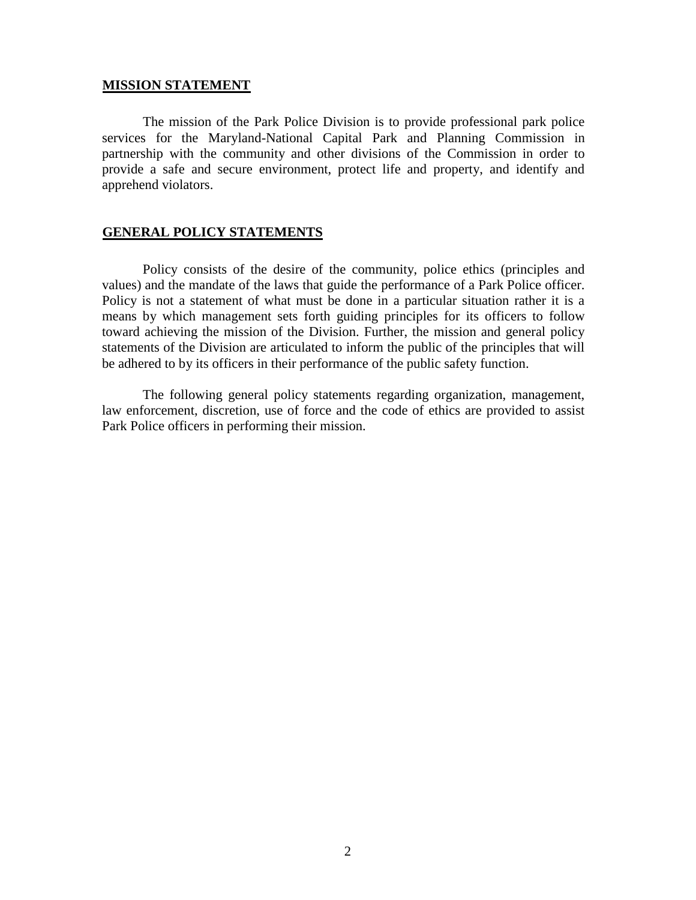## MISSION STATEMENT

The mission of the Park Police Division is to provide professional park police services for the Maryland-National Capital Park and Planning Commission in partnership with the community and other divisions of the Commission in order to provide a safe and secure environment, protect life and property, and identify and apprehend violators.

## GENERAL POLICY STATEMENTS

Policy consists of the desire of the community, police ethics (principles and values) and the mandate of the laws that guide the performance of a Park Police officer. Policy is not a statement of what must be done in a particular situation rather it is a means by which management sets forth guiding principles for its officers to follow toward achieving the mission of the Division. Further, the mission and general policy statements of the Division are articulated to inform the public of the principles that will be adhered to by its officers in their performance of the public safety function.

The following general policy statements regarding organization, management, law enforcement, discretion, use of force and the code of ethics are provided to assist Park Police officers in performing their mission.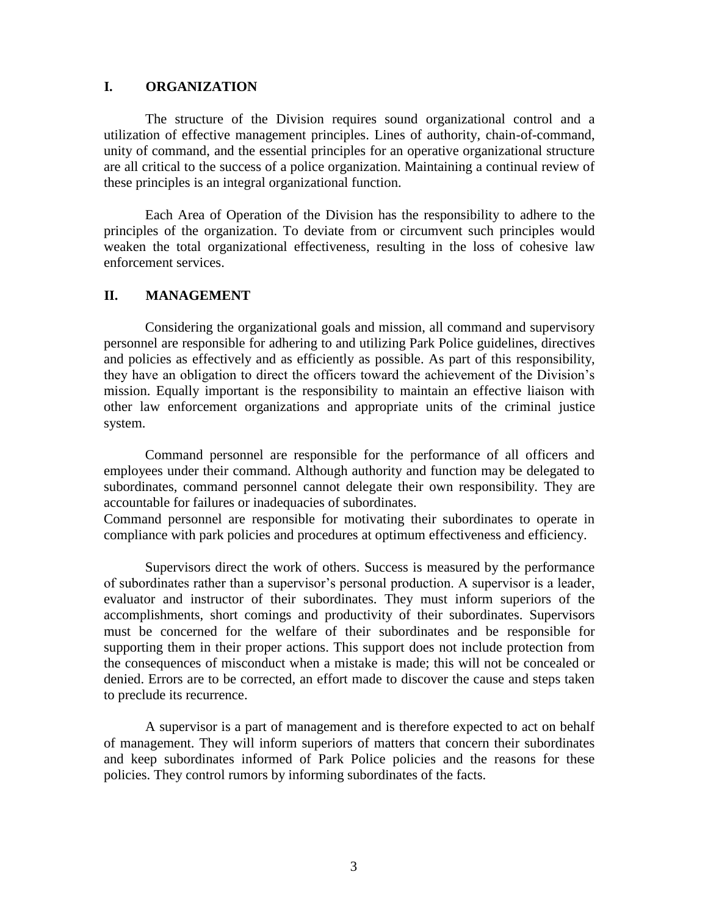## I. ORGANIZATION

The structure of the Division requires sound organizational control and a utilization of effective management principles. Lines of authority, chain-of-command, unity of command, and the essential principles for an operative organizational structure are all critical to the success of a police organization. Maintaining a continual review of these principles is an integral organizational function.

Each Area of Operation of the Division has the responsibility to adhere to the principles of the organization. To deviate from or circumvent such principles would weaken the total organizational effectiveness, resulting in the loss of cohesive law enforcement services.

## II. MANAGEMENT

Considering the organizational goals and mission, all command and supervisory personnel are responsible for adhering to and utilizing Park Police guidelines, directives and policies as effectively and as efficiently as possible. As part of this responsibility, they have an obligation to direct the officers toward the achievement of the Division's mission. Equally important is the responsibility to maintain an effective liaison with other law enforcement organizations and appropriate units of the criminal justice system.

Command personnel are responsible for the performance of all officers and employees under their command. Although authority and function may be delegated to subordinates, command personnel cannot delegate their own responsibility. They are accountable for failures or inadequacies of subordinates.
Command personnel are responsible for motivating their subordinates to operate in compliance with park policies and procedures at optimum effectiveness and efficiency.

Supervisors direct the work of others. Success is measured by the performance of subordinates rather than a supervisor's personal production. A supervisor is a leader, evaluator and instructor of their subordinates. They must inform superiors of the accomplishments, short comings and productivity of their subordinates. Supervisors must be concerned for the welfare of their subordinates and be responsible for supporting them in their proper actions. This support does not include protection from the consequences of misconduct when a mistake is made; this will not be concealed or denied. Errors are to be corrected, an effort made to discover the cause and steps taken to preclude its recurrence.

A supervisor is a part of management and is therefore expected to act on behalf of management. They will inform superiors of matters that concern their subordinates and keep subordinates informed of Park Police policies and the reasons for these policies. They control rumors by informing subordinates of the facts.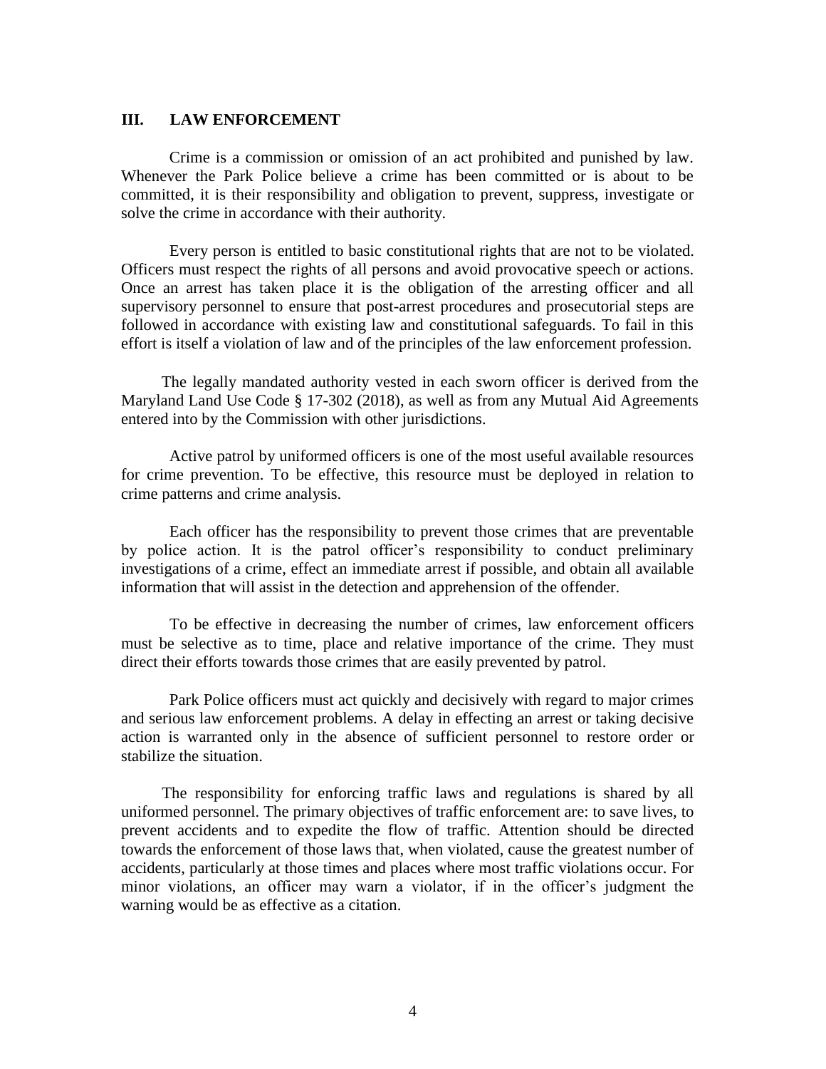## III. LAW ENFORCEMENT

Crime is a commission or omission of an act prohibited and punished by law. Whenever the Park Police believe a crime has been committed or is about to be committed, it is their responsibility and obligation to prevent, suppress, investigate or solve the crime in accordance with their authority.

Every person is entitled to basic constitutional rights that are not to be violated. Officers must respect the rights of all persons and avoid provocative speech or actions. Once an arrest has taken place it is the obligation of the arresting officer and all supervisory personnel to ensure that post-arrest procedures and prosecutorial steps are followed in accordance with existing law and constitutional safeguards. To fail in this effort is itself a violation of law and of the principles of the law enforcement profession.

The legally mandated authority vested in each sworn officer is derived from the Maryland Land Use Code § 17-302 (2018), as well as from any Mutual Aid Agreements entered into by the Commission with other jurisdictions.

Active patrol by uniformed officers is one of the most useful available resources for crime prevention. To be effective, this resource must be deployed in relation to crime patterns and crime analysis.

Each officer has the responsibility to prevent those crimes that are preventable by police action. It is the patrol officer's responsibility to conduct preliminary investigations of a crime, effect an immediate arrest if possible, and obtain all available information that will assist in the detection and apprehension of the offender.

To be effective in decreasing the number of crimes, law enforcement officers must be selective as to time, place and relative importance of the crime. They must direct their efforts towards those crimes that are easily prevented by patrol.

Park Police officers must act quickly and decisively with regard to major crimes and serious law enforcement problems. A delay in effecting an arrest or taking decisive action is warranted only in the absence of sufficient personnel to restore order or stabilize the situation.

The responsibility for enforcing traffic laws and regulations is shared by all uniformed personnel. The primary objectives of traffic enforcement are: to save lives, to prevent accidents and to expedite the flow of traffic. Attention should be directed towards the enforcement of those laws that, when violated, cause the greatest number of accidents, particularly at those times and places where most traffic violations occur. For minor violations, an officer may warn a violator, if in the officer's judgment the warning would be as effective as a citation.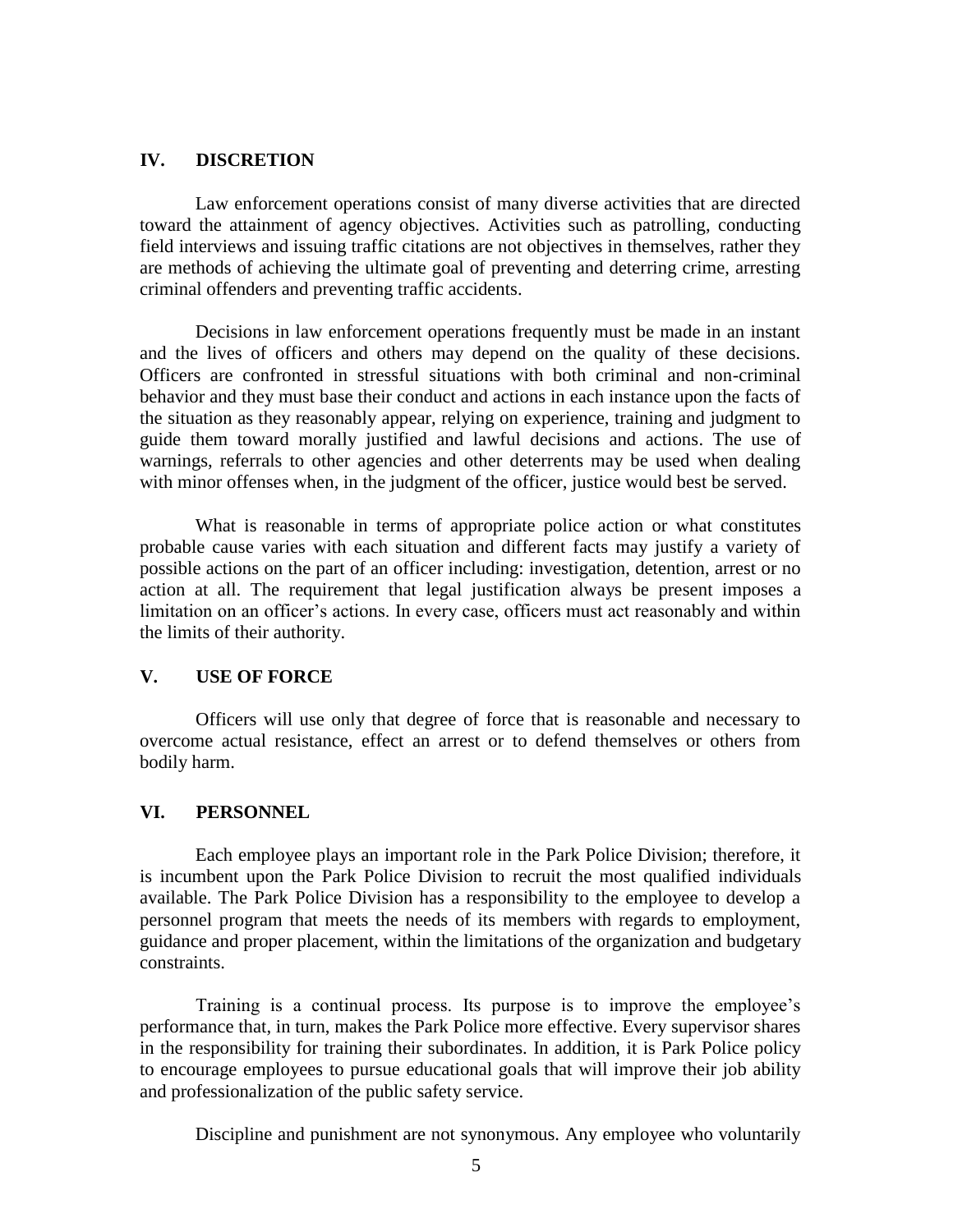## IV. DISCRETION

Law enforcement operations consist of many diverse activities that are directed toward the attainment of agency objectives. Activities such as patrolling, conducting field interviews and issuing traffic citations are not objectives in themselves, rather they are methods of achieving the ultimate goal of preventing and deterring crime, arresting criminal offenders and preventing traffic accidents.

Decisions in law enforcement operations frequently must be made in an instant and the lives of officers and others may depend on the quality of these decisions. Officers are confronted in stressful situations with both criminal and non-criminal behavior and they must base their conduct and actions in each instance upon the facts of the situation as they reasonably appear, relying on experience, training and judgment to guide them toward morally justified and lawful decisions and actions. The use of warnings, referrals to other agencies and other deterrents may be used when dealing with minor offenses when, in the judgment of the officer, justice would best be served.

What is reasonable in terms of appropriate police action or what constitutes probable cause varies with each situation and different facts may justify a variety of possible actions on the part of an officer including: investigation, detention, arrest or no action at all. The requirement that legal justification always be present imposes a limitation on an officer's actions. In every case, officers must act reasonably and within the limits of their authority.

## V. USE OF FORCE

Officers will use only that degree of force that is reasonable and necessary to overcome actual resistance, effect an arrest or to defend themselves or others from bodily harm.

## VI. PERSONNEL

Each employee plays an important role in the Park Police Division; therefore, it is incumbent upon the Park Police Division to recruit the most qualified individuals available. The Park Police Division has a responsibility to the employee to develop a personnel program that meets the needs of its members with regards to employment, guidance and proper placement, within the limitations of the organization and budgetary constraints.

Training is a continual process. Its purpose is to improve the employee's performance that, in turn, makes the Park Police more effective. Every supervisor shares in the responsibility for training their subordinates. In addition, it is Park Police policy to encourage employees to pursue educational goals that will improve their job ability and professionalization of the public safety service.

Discipline and punishment are not synonymous. Any employee who voluntarily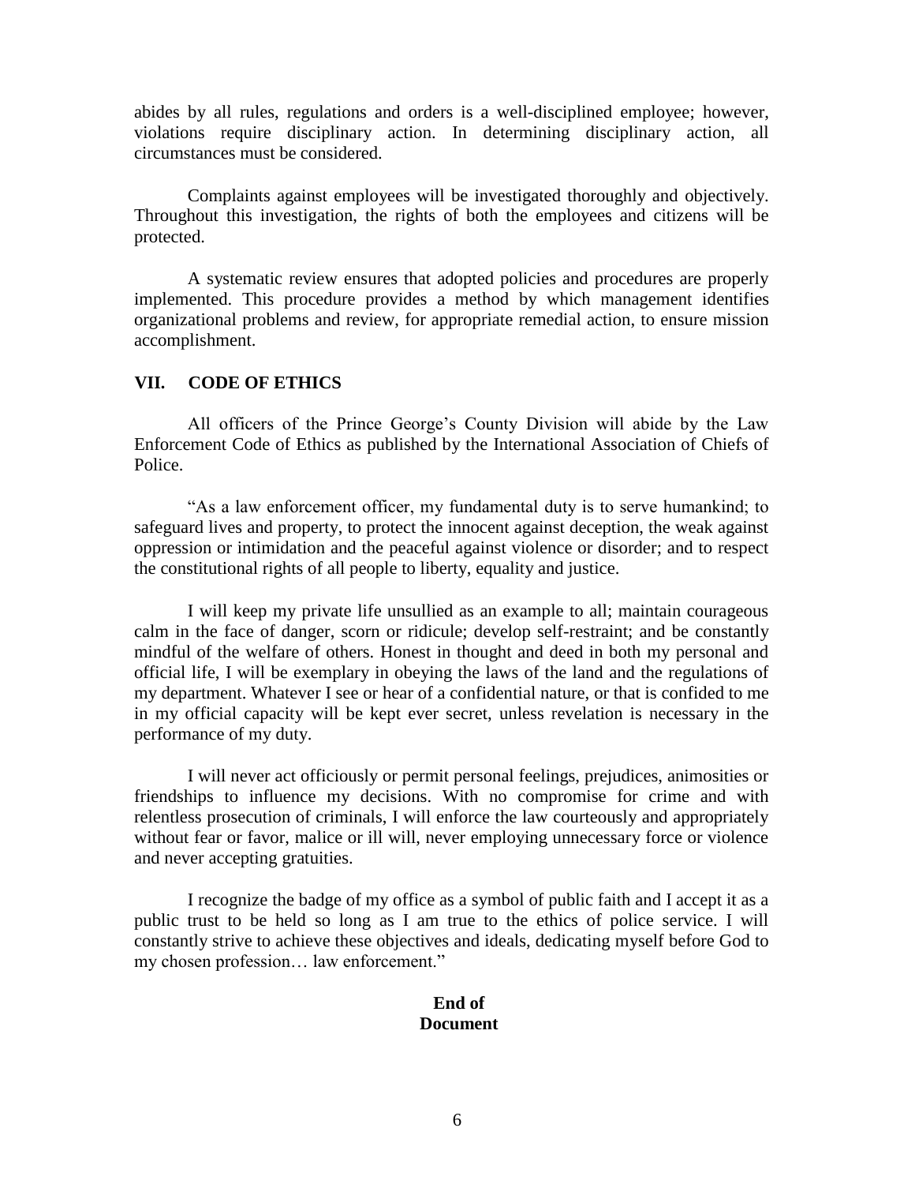abides by all rules, regulations and orders is a well-disciplined employee; however, violations require disciplinary action. In determining disciplinary action, all circumstances must be considered.

Complaints against employees will be investigated thoroughly and objectively. Throughout this investigation, the rights of both the employees and citizens will be protected.

A systematic review ensures that adopted policies and procedures are properly implemented. This procedure provides a method by which management identifies organizational problems and review, for appropriate remedial action, to ensure mission accomplishment.

## VII. CODE OF ETHICS

All officers of the Prince George's County Division will abide by the Law Enforcement Code of Ethics as published by the International Association of Chiefs of Police.

"As a law enforcement officer, my fundamental duty is to serve humankind; to safeguard lives and property, to protect the innocent against deception, the weak against oppression or intimidation and the peaceful against violence or disorder; and to respect the constitutional rights of all people to liberty, equality and justice.

I will keep my private life unsullied as an example to all; maintain courageous calm in the face of danger, scorn or ridicule; develop self-restraint; and be constantly mindful of the welfare of others. Honest in thought and deed in both my personal and official life, I will be exemplary in obeying the laws of the land and the regulations of my department. Whatever I see or hear of a confidential nature, or that is confided to me in my official capacity will be kept ever secret, unless revelation is necessary in the performance of my duty.

I will never act officiously or permit personal feelings, prejudices, animosities or friendships to influence my decisions. With no compromise for crime and with relentless prosecution of criminals, I will enforce the law courteously and appropriately without fear or favor, malice or ill will, never employing unnecessary force or violence and never accepting gratuities.

I recognize the badge of my office as a symbol of public faith and I accept it as a public trust to be held so long as I am true to the ethics of police service. I will constantly strive to achieve these objectives and ideals, dedicating myself before God to my chosen profession… law enforcement."

**End of Document**